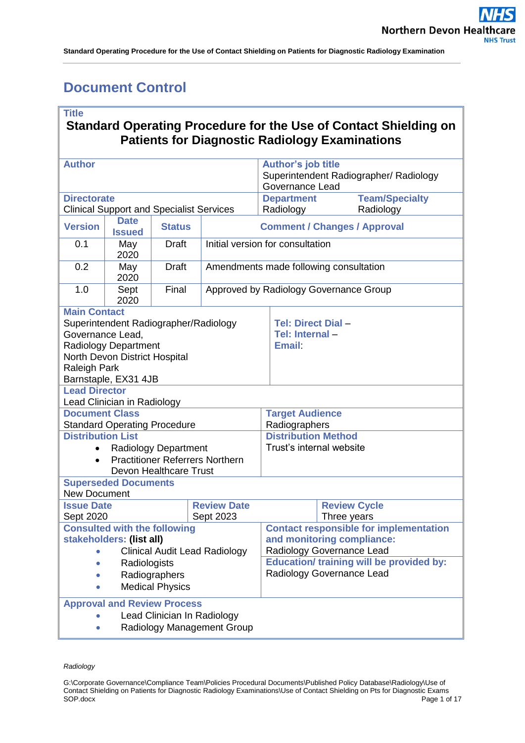# Document Control

| **Title** | | | | |
|---|---|---|---|---|
| **Standard Operating Procedure for the Use of Contact Shielding on Patients for Diagnostic Radiology Examinations** | | | | |
| **Author** | | | **Author's job title**<br>Superintendent Radiographer/ Radiology Governance Lead | |
| **Directorate**<br>Clinical Support and Specialist Services | | | **Department**<br>Radiology | **Team/Specialty**<br>Radiology |
| **Version** | **Date Issued** | **Status** | **Comment / Changes / Approval** | |
| 0.1 | May 2020 | Draft | Initial version for consultation | |
| 0.2 | May 2020 | Draft | Amendments made following consultation | |
| 1.0 | Sept 2020 | Final | Approved by Radiology Governance Group | |
| **Main Contact**<br>Superintendent Radiographer/Radiology Governance Lead,<br>Radiology Department<br>North Devon District Hospital<br>Raleigh Park<br>Barnstaple, EX31 4JB | | | **Tel: Direct Dial –**<br>**Tel: Internal –**<br>**Email:** | |
| **Lead Director**<br>Lead Clinician in Radiology | | | | |
| **Document Class**<br>Standard Operating Procedure | | | **Target Audience**<br>Radiographers | |
| **Distribution List**<br>• Radiology Department<br>• Practitioner Referrers Northern Devon Healthcare Trust | | | **Distribution Method**<br>Trust's internal website | |
| **Superseded Documents**<br>New Document | | | | |
| **Issue Date**<br>Sept 2020 | | **Review Date**<br>Sept 2023 | | **Review Cycle**<br>Three years |
| **Consulted with the following stakeholders: (list all)**<br>• Clinical Audit Lead Radiology<br>• Radiologists<br>• Radiographers<br>• Medical Physics | | | **Contact responsible for implementation and monitoring compliance:**<br>Radiology Governance Lead<br>**Education/ training will be provided by:**<br>Radiology Governance Lead | |
| **Approval and Review Process**<br>• Lead Clinician In Radiology<br>• Radiology Management Group | | | | |

*Radiology*

G:\Corporate Governance\Compliance Team\Policies Procedural Documents\Published Policy Database\Radiology\Use of Contact Shielding on Patients for Diagnostic Radiology Examinations\Use of Contact Shielding on Pts for Diagnostic Exams SOP.docx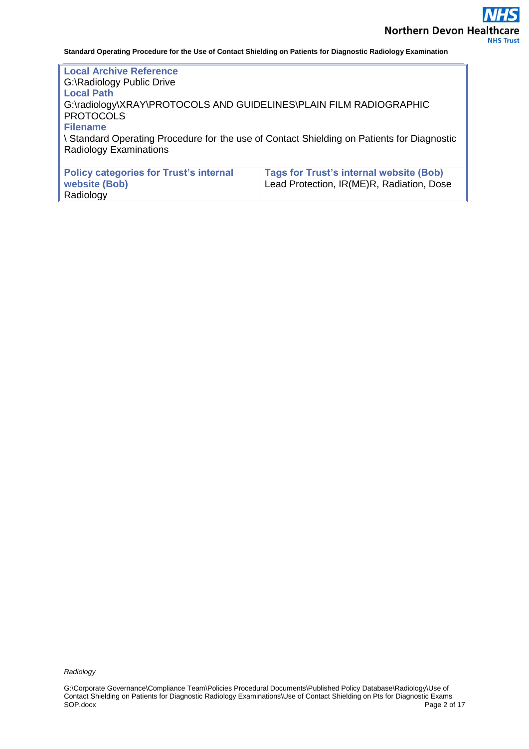| **Local Archive Reference**<br>G:\Radiology Public Drive<br>**Local Path**<br>G:\radiology\XRAY\PROTOCOLS AND GUIDELINES\PLAIN FILM RADIOGRAPHIC PROTOCOLS<br>**Filename**<br>\ Standard Operating Procedure for the use of Contact Shielding on Patients for Diagnostic Radiology Examinations | |
|---|---|
| **Policy categories for Trust's internal website (Bob)**<br>Radiology | **Tags for Trust's internal website (Bob)**<br>Lead Protection, IR(ME)R, Radiation, Dose |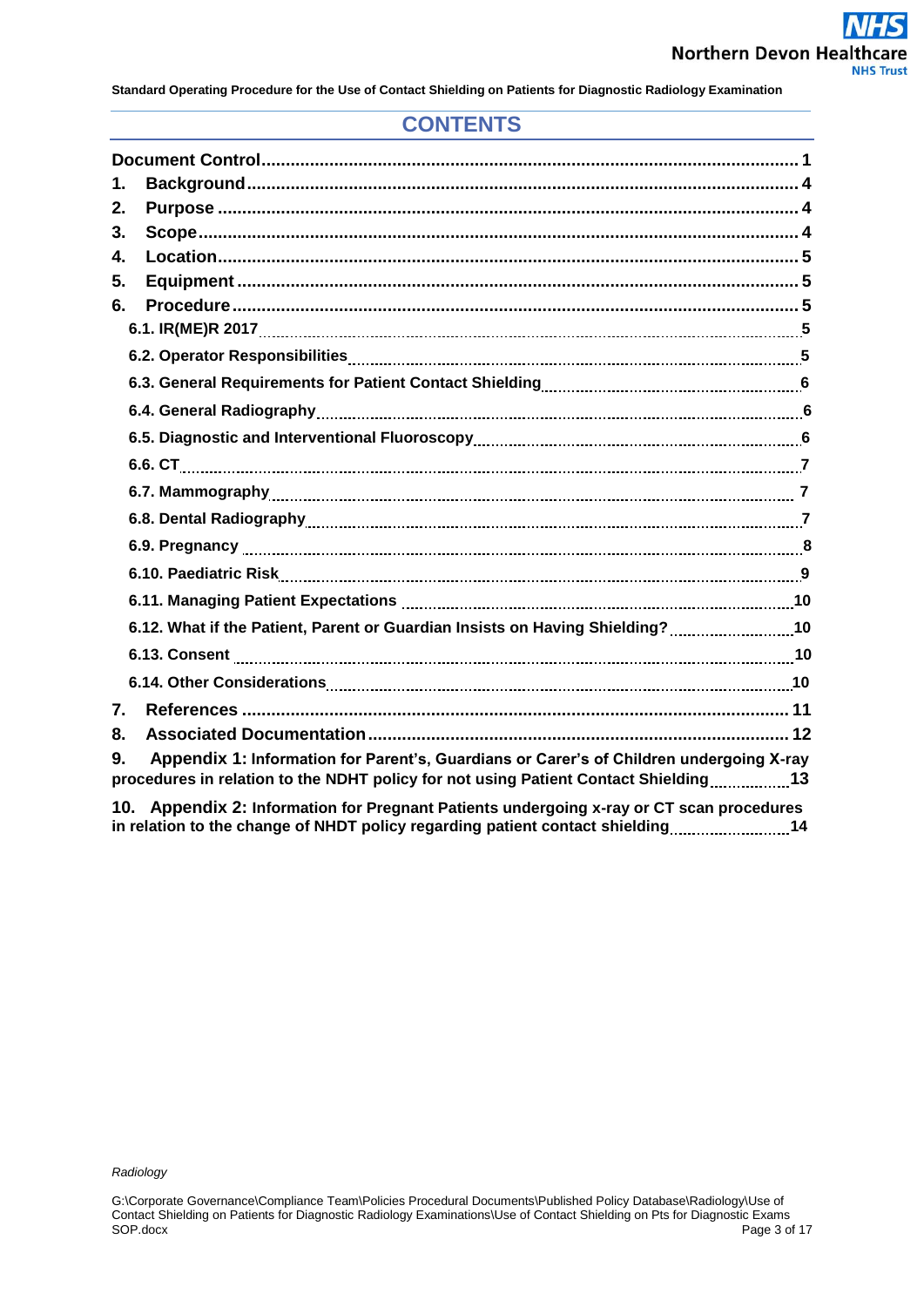## CONTENTS

| | |
|---|---|
| **Document Control** | **1** |
| **1. Background** | **4** |
| **2. Purpose** | **4** |
| **3. Scope** | **4** |
| **4. Location** | **5** |
| **5. Equipment** | **5** |
| **6. Procedure** | **5** |
| 6.1. IR(ME)R 2017 | 5 |
| 6.2. Operator Responsibilities | 5 |
| 6.3. General Requirements for Patient Contact Shielding | 6 |
| 6.4. General Radiography | 6 |
| 6.5. Diagnostic and Interventional Fluoroscopy | 6 |
| 6.6. CT | 7 |
| 6.7. Mammography | 7 |
| 6.8. Dental Radiography | 7 |
| 6.9. Pregnancy | 8 |
| 6.10. Paediatric Risk | 9 |
| 6.11. Managing Patient Expectations | 10 |
| 6.12. What if the Patient, Parent or Guardian Insists on Having Shielding? | 10 |
| 6.13. Consent | 10 |
| 6.14. Other Considerations | 10 |
| **7. References** | **11** |
| **8. Associated Documentation** | **12** |
| **9. Appendix 1:** Information for Parent's, Guardians or Carer's of Children undergoing X-ray procedures in relation to the NDHT policy for not using Patient Contact Shielding | 13 |
| **10. Appendix 2:** Information for Pregnant Patients undergoing x-ray or CT scan procedures in relation to the change of NHDT policy regarding patient contact shielding | 14 |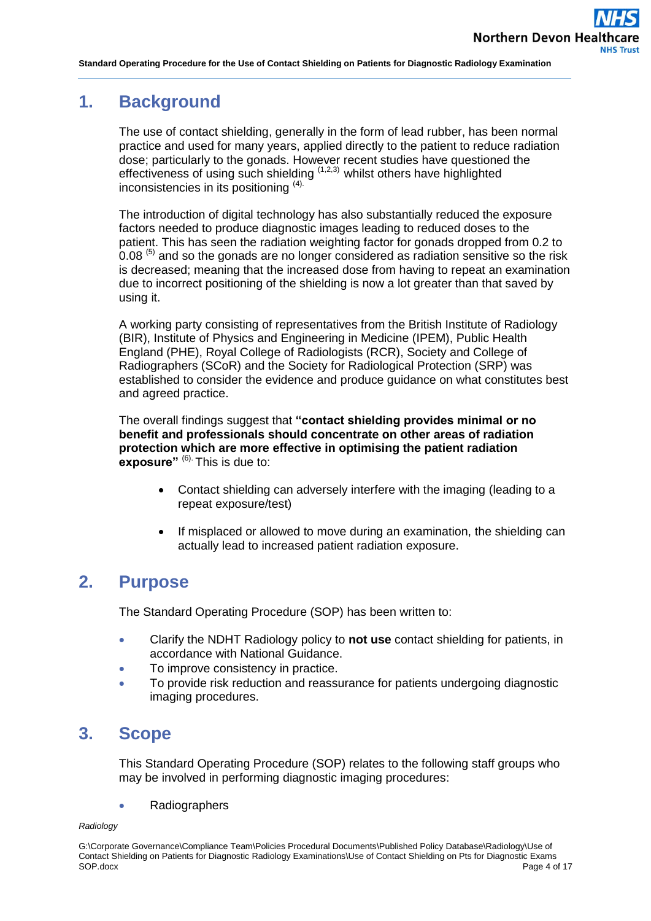## 1. Background

The use of contact shielding, generally in the form of lead rubber, has been normal practice and used for many years, applied directly to the patient to reduce radiation dose; particularly to the gonads. However recent studies have questioned the effectiveness of using such shielding [1,2,3] whilst others have highlighted inconsistencies in its positioning [4].

The introduction of digital technology has also substantially reduced the exposure factors needed to produce diagnostic images leading to reduced doses to the patient. This has seen the radiation weighting factor for gonads dropped from 0.2 to 0.08 [5] and so the gonads are no longer considered as radiation sensitive so the risk is decreased; meaning that the increased dose from having to repeat an examination due to incorrect positioning of the shielding is now a lot greater than that saved by using it.

A working party consisting of representatives from the British Institute of Radiology (BIR), Institute of Physics and Engineering in Medicine (IPEM), Public Health England (PHE), Royal College of Radiologists (RCR), Society and College of Radiographers (SCoR) and the Society for Radiological Protection (SRP) was established to consider the evidence and produce guidance on what constitutes best and agreed practice.

The overall findings suggest that **"contact shielding provides minimal or no benefit and professionals should concentrate on other areas of radiation protection which are more effective in optimising the patient radiation exposure"** [6]. This is due to:

- Contact shielding can adversely interfere with the imaging (leading to a repeat exposure/test)
- If misplaced or allowed to move during an examination, the shielding can actually lead to increased patient radiation exposure.

## 2. Purpose

The Standard Operating Procedure (SOP) has been written to:

- Clarify the NDHT Radiology policy to **not use** contact shielding for patients, in accordance with National Guidance.
- To improve consistency in practice.
- To provide risk reduction and reassurance for patients undergoing diagnostic imaging procedures.

## 3. Scope

This Standard Operating Procedure (SOP) relates to the following staff groups who may be involved in performing diagnostic imaging procedures:

- Radiographers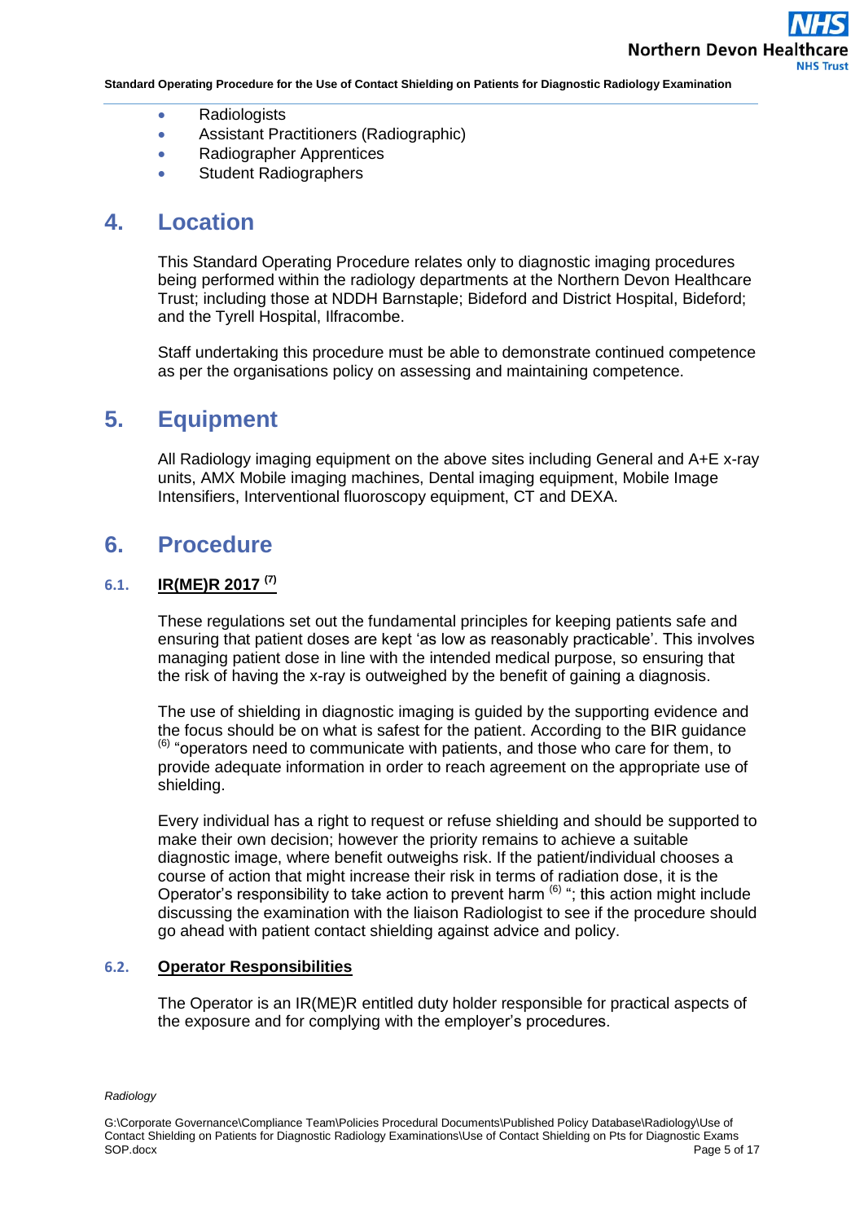- Radiologists
- Assistant Practitioners (Radiographic)
- Radiographer Apprentices
- Student Radiographers

# 4. Location

This Standard Operating Procedure relates only to diagnostic imaging procedures being performed within the radiology departments at the Northern Devon Healthcare Trust; including those at NDDH Barnstaple; Bideford and District Hospital, Bideford; and the Tyrell Hospital, Ilfracombe.

Staff undertaking this procedure must be able to demonstrate continued competence as per the organisations policy on assessing and maintaining competence.

# 5. Equipment

All Radiology imaging equipment on the above sites including General and A+E x-ray units, AMX Mobile imaging machines, Dental imaging equipment, Mobile Image Intensifiers, Interventional fluoroscopy equipment, CT and DEXA.

# 6. Procedure

## 6.1. IR(ME)R 2017 [7]

These regulations set out the fundamental principles for keeping patients safe and ensuring that patient doses are kept 'as low as reasonably practicable'. This involves managing patient dose in line with the intended medical purpose, so ensuring that the risk of having the x-ray is outweighed by the benefit of gaining a diagnosis.

The use of shielding in diagnostic imaging is guided by the supporting evidence and the focus should be on what is safest for the patient. According to the BIR guidance [6] "operators need to communicate with patients, and those who care for them, to provide adequate information in order to reach agreement on the appropriate use of shielding.

Every individual has a right to request or refuse shielding and should be supported to make their own decision; however the priority remains to achieve a suitable diagnostic image, where benefit outweighs risk. If the patient/individual chooses a course of action that might increase their risk in terms of radiation dose, it is the Operator's responsibility to take action to prevent harm [6] "; this action might include discussing the examination with the liaison Radiologist to see if the procedure should go ahead with patient contact shielding against advice and policy.

## 6.2. Operator Responsibilities

The Operator is an IR(ME)R entitled duty holder responsible for practical aspects of the exposure and for complying with the employer's procedures.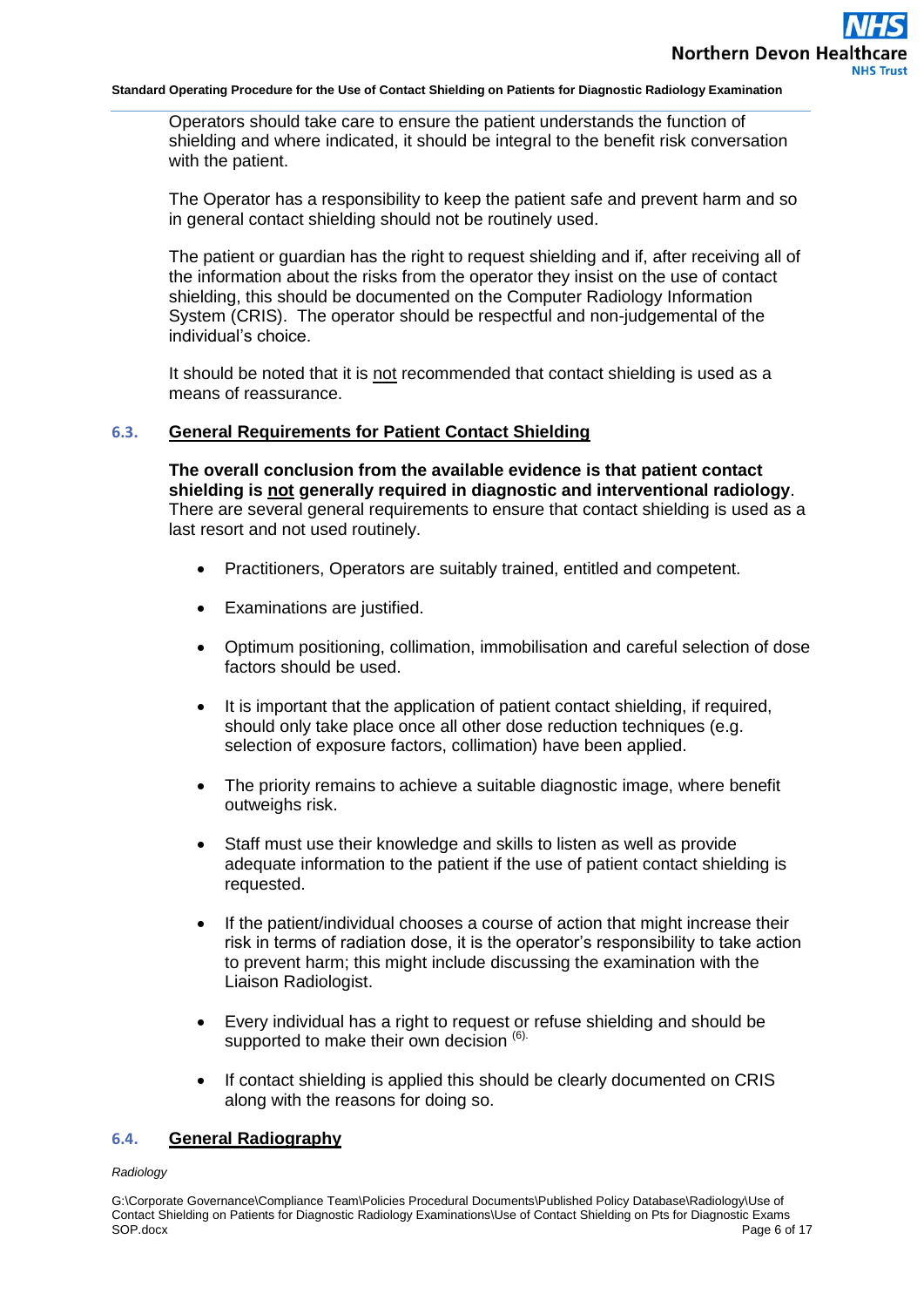Operators should take care to ensure the patient understands the function of shielding and where indicated, it should be integral to the benefit risk conversation with the patient.

The Operator has a responsibility to keep the patient safe and prevent harm and so in general contact shielding should not be routinely used.

The patient or guardian has the right to request shielding and if, after receiving all of the information about the risks from the operator they insist on the use of contact shielding, this should be documented on the Computer Radiology Information System (CRIS). The operator should be respectful and non-judgemental of the individual's choice.

It should be noted that it is not recommended that contact shielding is used as a means of reassurance.

### 6.3. General Requirements for Patient Contact Shielding

**The overall conclusion from the available evidence is that patient contact shielding is not generally required in diagnostic and interventional radiology**. There are several general requirements to ensure that contact shielding is used as a last resort and not used routinely.

- Practitioners, Operators are suitably trained, entitled and competent.
- Examinations are justified.
- Optimum positioning, collimation, immobilisation and careful selection of dose factors should be used.
- It is important that the application of patient contact shielding, if required, should only take place once all other dose reduction techniques (e.g. selection of exposure factors, collimation) have been applied.
- The priority remains to achieve a suitable diagnostic image, where benefit outweighs risk.
- Staff must use their knowledge and skills to listen as well as provide adequate information to the patient if the use of patient contact shielding is requested.
- If the patient/individual chooses a course of action that might increase their risk in terms of radiation dose, it is the operator's responsibility to take action to prevent harm; this might include discussing the examination with the Liaison Radiologist.
- Every individual has a right to request or refuse shielding and should be supported to make their own decision [(6).]
- If contact shielding is applied this should be clearly documented on CRIS along with the reasons for doing so.

### 6.4. General Radiography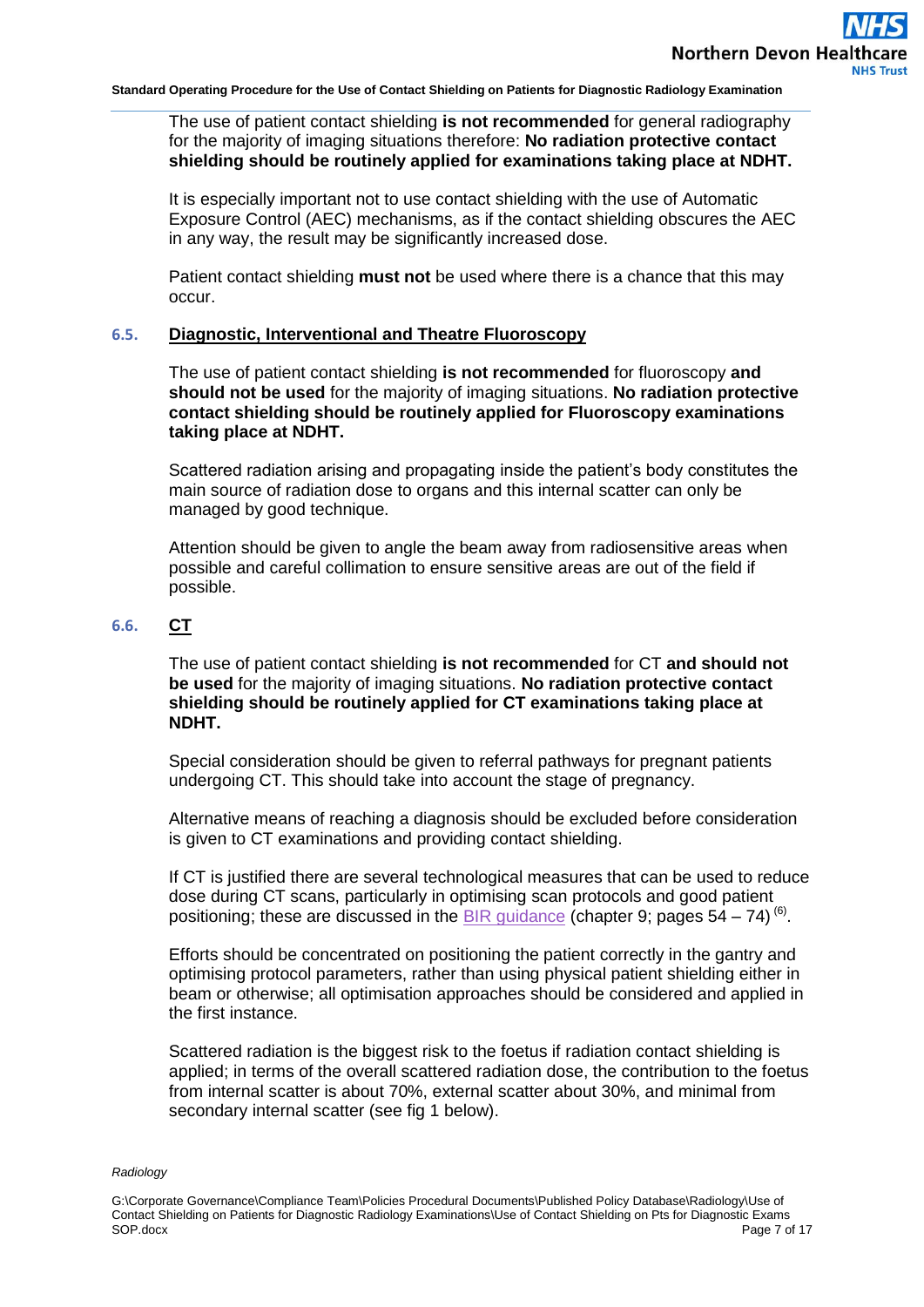The use of patient contact shielding **is not recommended** for general radiography for the majority of imaging situations therefore: **No radiation protective contact shielding should be routinely applied for examinations taking place at NDHT.**

It is especially important not to use contact shielding with the use of Automatic Exposure Control (AEC) mechanisms, as if the contact shielding obscures the AEC in any way, the result may be significantly increased dose.

Patient contact shielding **must not** be used where there is a chance that this may occur.

### 6.5. Diagnostic, Interventional and Theatre Fluoroscopy

The use of patient contact shielding **is not recommended** for fluoroscopy **and should not be used** for the majority of imaging situations. **No radiation protective contact shielding should be routinely applied for Fluoroscopy examinations taking place at NDHT.**

Scattered radiation arising and propagating inside the patient's body constitutes the main source of radiation dose to organs and this internal scatter can only be managed by good technique.

Attention should be given to angle the beam away from radiosensitive areas when possible and careful collimation to ensure sensitive areas are out of the field if possible.

### 6.6. CT

The use of patient contact shielding **is not recommended** for CT **and should not be used** for the majority of imaging situations. **No radiation protective contact shielding should be routinely applied for CT examinations taking place at NDHT.**

Special consideration should be given to referral pathways for pregnant patients undergoing CT. This should take into account the stage of pregnancy.

Alternative means of reaching a diagnosis should be excluded before consideration is given to CT examinations and providing contact shielding.

If CT is justified there are several technological measures that can be used to reduce dose during CT scans, particularly in optimising scan protocols and good patient positioning; these are discussed in the BIR guidance (chapter 9; pages 54 – 74) [6].

Efforts should be concentrated on positioning the patient correctly in the gantry and optimising protocol parameters, rather than using physical patient shielding either in beam or otherwise; all optimisation approaches should be considered and applied in the first instance.

Scattered radiation is the biggest risk to the foetus if radiation contact shielding is applied; in terms of the overall scattered radiation dose, the contribution to the foetus from internal scatter is about 70%, external scatter about 30%, and minimal from secondary internal scatter (see fig 1 below).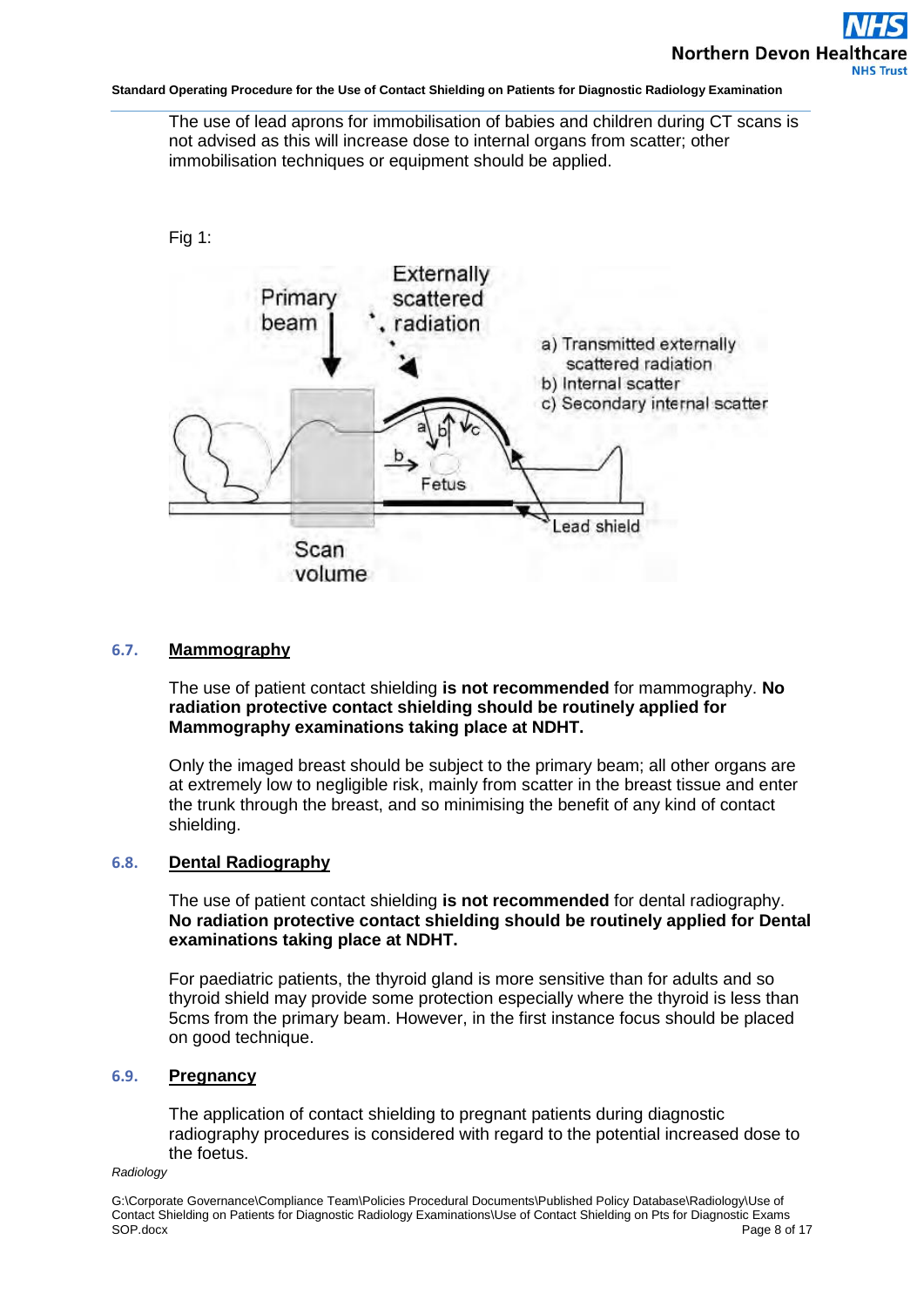The use of lead aprons for immobilisation of babies and children during CT scans is not advised as this will increase dose to internal organs from scatter; other immobilisation techniques or equipment should be applied.

Fig 1:

Primary beam

Externally scattered radiation

a) Transmitted externally scattered radiation
b) Internal scatter
c) Secondary internal scatter

Fetus

Lead shield

Scan volume

### 6.7. Mammography

The use of patient contact shielding **is not recommended** for mammography. **No radiation protective contact shielding should be routinely applied for Mammography examinations taking place at NDHT.**

Only the imaged breast should be subject to the primary beam; all other organs are at extremely low to negligible risk, mainly from scatter in the breast tissue and enter the trunk through the breast, and so minimising the benefit of any kind of contact shielding.

### 6.8. Dental Radiography

The use of patient contact shielding **is not recommended** for dental radiography. **No radiation protective contact shielding should be routinely applied for Dental examinations taking place at NDHT.**

For paediatric patients, the thyroid gland is more sensitive than for adults and so thyroid shield may provide some protection especially where the thyroid is less than 5cms from the primary beam. However, in the first instance focus should be placed on good technique.

### 6.9. Pregnancy

The application of contact shielding to pregnant patients during diagnostic radiography procedures is considered with regard to the potential increased dose to the foetus.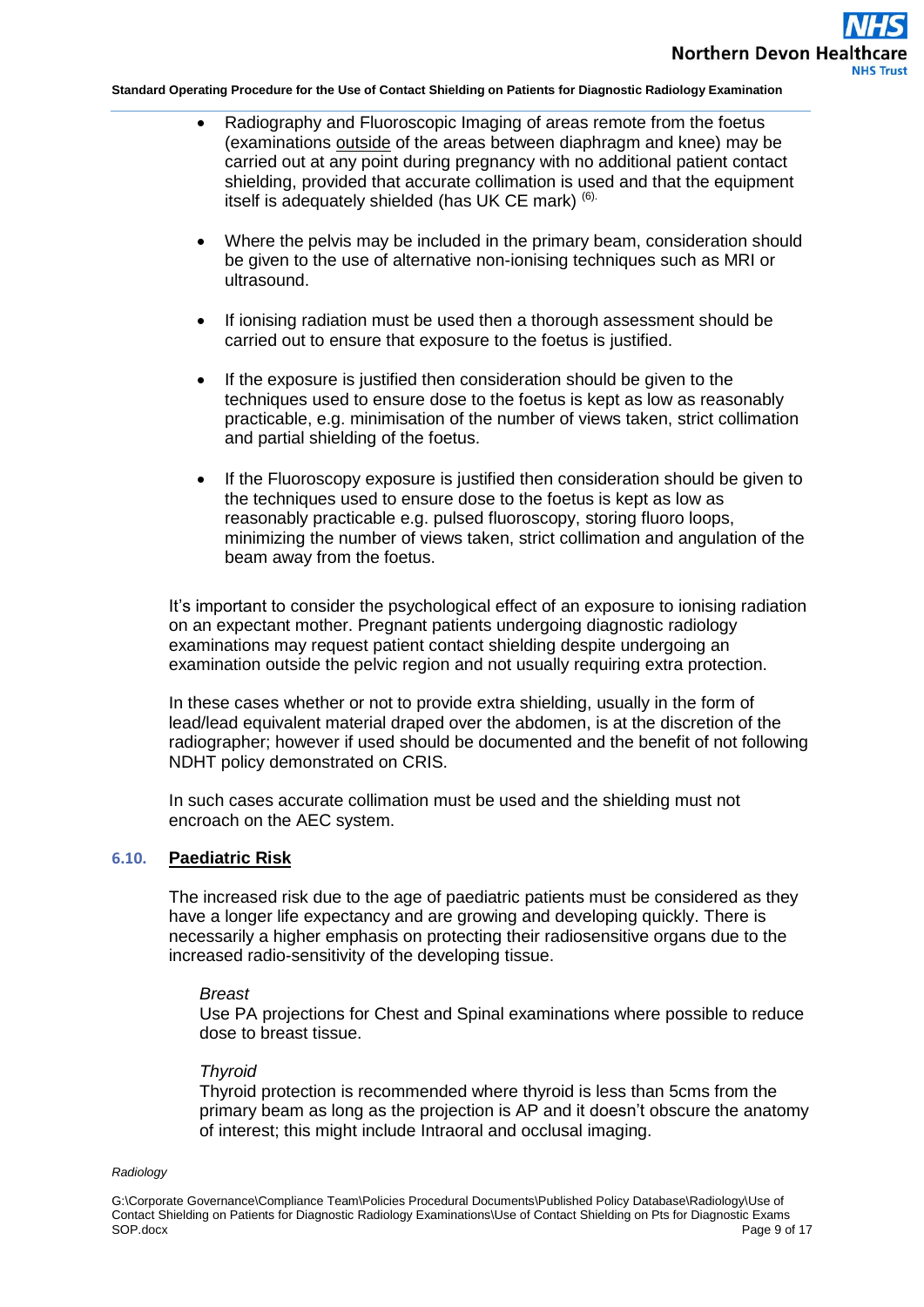- Radiography and Fluoroscopic Imaging of areas remote from the foetus (examinations outside of the areas between diaphragm and knee) may be carried out at any point during pregnancy with no additional patient contact shielding, provided that accurate collimation is used and that the equipment itself is adequately shielded (has UK CE mark) [6].

- Where the pelvis may be included in the primary beam, consideration should be given to the use of alternative non-ionising techniques such as MRI or ultrasound.

- If ionising radiation must be used then a thorough assessment should be carried out to ensure that exposure to the foetus is justified.

- If the exposure is justified then consideration should be given to the techniques used to ensure dose to the foetus is kept as low as reasonably practicable, e.g. minimisation of the number of views taken, strict collimation and partial shielding of the foetus.

- If the Fluoroscopy exposure is justified then consideration should be given to the techniques used to ensure dose to the foetus is kept as low as reasonably practicable e.g. pulsed fluoroscopy, storing fluoro loops, minimizing the number of views taken, strict collimation and angulation of the beam away from the foetus.

It's important to consider the psychological effect of an exposure to ionising radiation on an expectant mother. Pregnant patients undergoing diagnostic radiology examinations may request patient contact shielding despite undergoing an examination outside the pelvic region and not usually requiring extra protection.

In these cases whether or not to provide extra shielding, usually in the form of lead/lead equivalent material draped over the abdomen, is at the discretion of the radiographer; however if used should be documented and the benefit of not following NDHT policy demonstrated on CRIS.

In such cases accurate collimation must be used and the shielding must not encroach on the AEC system.

### 6.10. Paediatric Risk

The increased risk due to the age of paediatric patients must be considered as they have a longer life expectancy and are growing and developing quickly. There is necessarily a higher emphasis on protecting their radiosensitive organs due to the increased radio-sensitivity of the developing tissue.

*Breast*
Use PA projections for Chest and Spinal examinations where possible to reduce dose to breast tissue.

*Thyroid*
Thyroid protection is recommended where thyroid is less than 5cms from the primary beam as long as the projection is AP and it doesn't obscure the anatomy of interest; this might include Intraoral and occlusal imaging.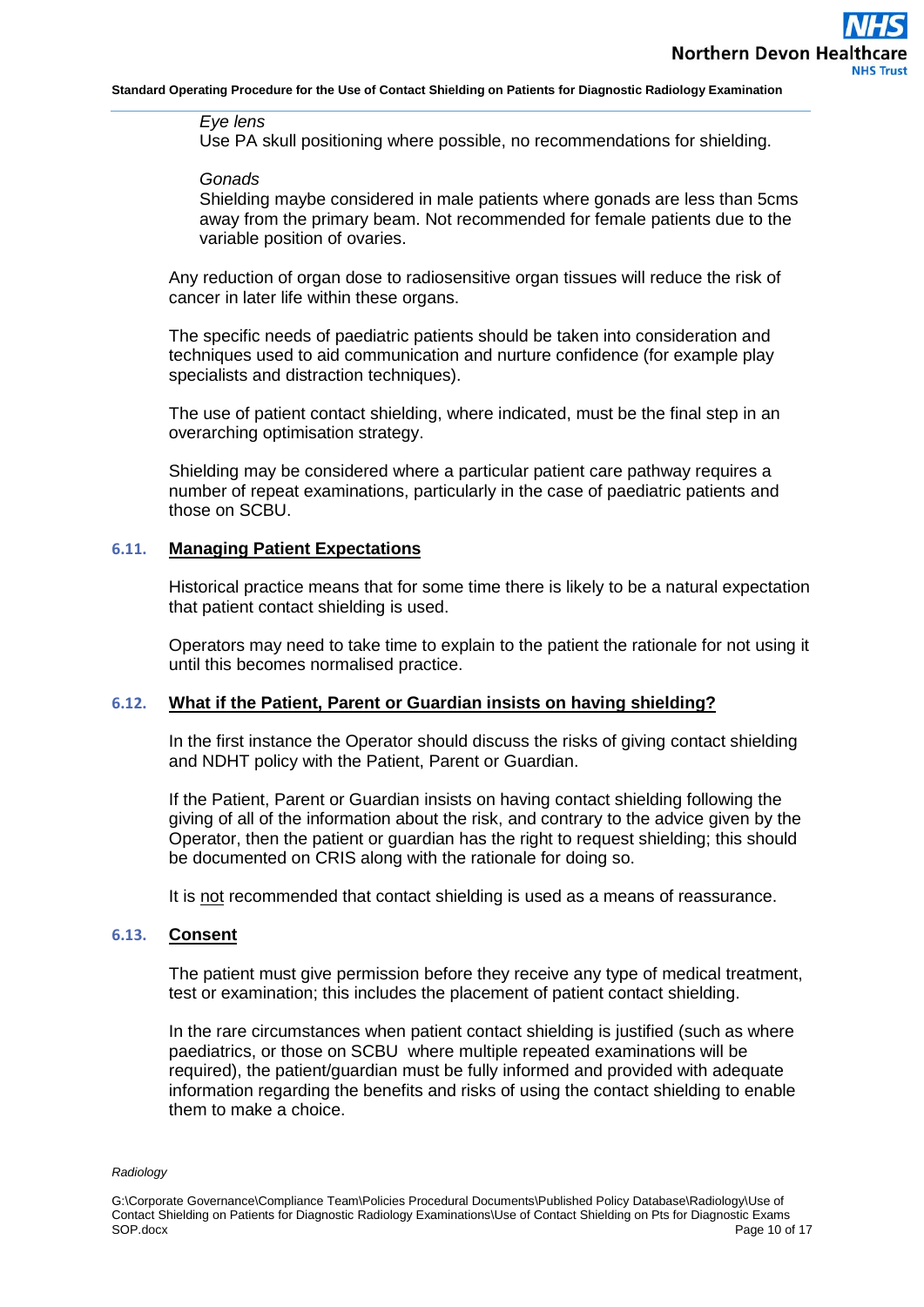*Eye lens*
Use PA skull positioning where possible, no recommendations for shielding.

*Gonads*
Shielding maybe considered in male patients where gonads are less than 5cms away from the primary beam. Not recommended for female patients due to the variable position of ovaries.

Any reduction of organ dose to radiosensitive organ tissues will reduce the risk of cancer in later life within these organs.

The specific needs of paediatric patients should be taken into consideration and techniques used to aid communication and nurture confidence (for example play specialists and distraction techniques).

The use of patient contact shielding, where indicated, must be the final step in an overarching optimisation strategy.

Shielding may be considered where a particular patient care pathway requires a number of repeat examinations, particularly in the case of paediatric patients and those on SCBU.

### 6.11. Managing Patient Expectations

Historical practice means that for some time there is likely to be a natural expectation that patient contact shielding is used.

Operators may need to take time to explain to the patient the rationale for not using it until this becomes normalised practice.

### 6.12. What if the Patient, Parent or Guardian insists on having shielding?

In the first instance the Operator should discuss the risks of giving contact shielding and NDHT policy with the Patient, Parent or Guardian.

If the Patient, Parent or Guardian insists on having contact shielding following the giving of all of the information about the risk, and contrary to the advice given by the Operator, then the patient or guardian has the right to request shielding; this should be documented on CRIS along with the rationale for doing so.

It is <u>not</u> recommended that contact shielding is used as a means of reassurance.

### 6.13. Consent

The patient must give permission before they receive any type of medical treatment, test or examination; this includes the placement of patient contact shielding.

In the rare circumstances when patient contact shielding is justified (such as where paediatrics, or those on SCBU where multiple repeated examinations will be required), the patient/guardian must be fully informed and provided with adequate information regarding the benefits and risks of using the contact shielding to enable them to make a choice.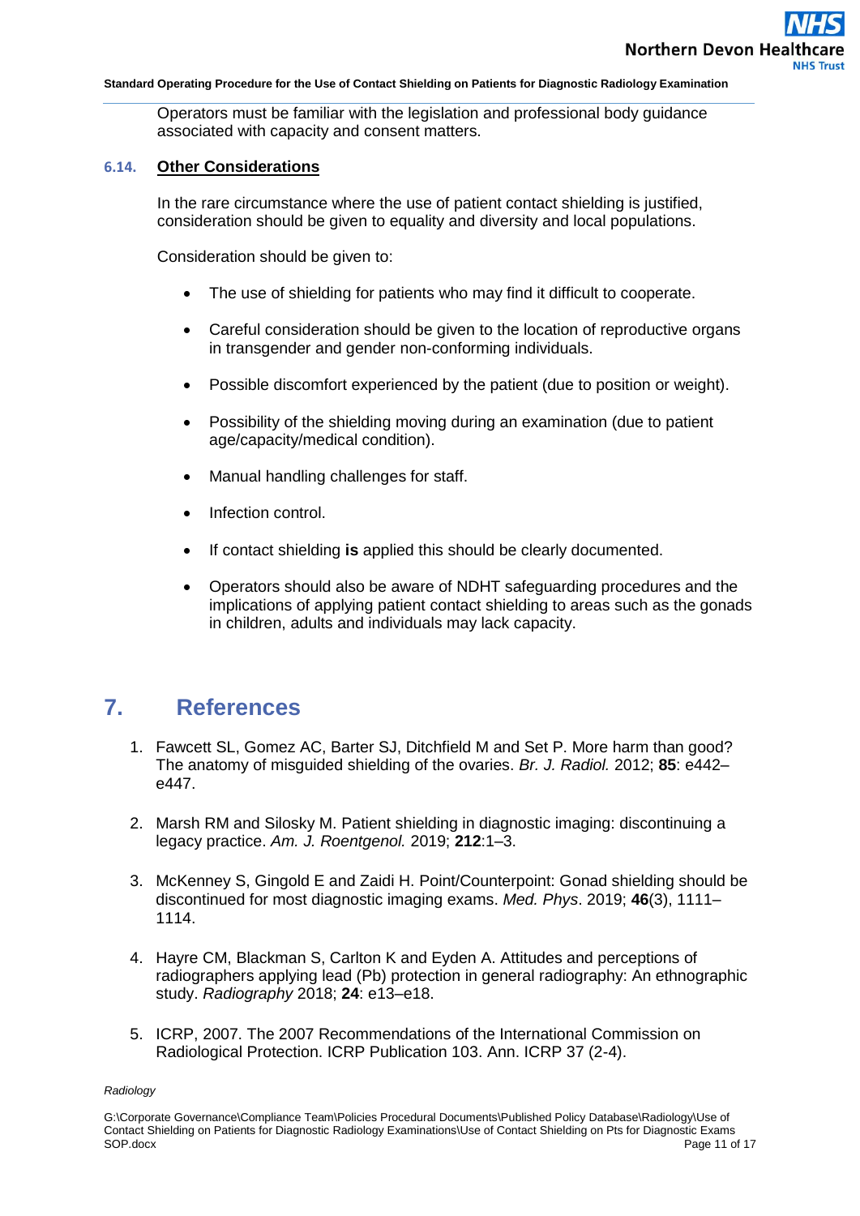Operators must be familiar with the legislation and professional body guidance associated with capacity and consent matters.

### 6.14. Other Considerations

In the rare circumstance where the use of patient contact shielding is justified, consideration should be given to equality and diversity and local populations.

Consideration should be given to:

- The use of shielding for patients who may find it difficult to cooperate.
- Careful consideration should be given to the location of reproductive organs in transgender and gender non-conforming individuals.
- Possible discomfort experienced by the patient (due to position or weight).
- Possibility of the shielding moving during an examination (due to patient age/capacity/medical condition).
- Manual handling challenges for staff.
- Infection control.
- If contact shielding **is** applied this should be clearly documented.
- Operators should also be aware of NDHT safeguarding procedures and the implications of applying patient contact shielding to areas such as the gonads in children, adults and individuals may lack capacity.

## 7. References

1. Fawcett SL, Gomez AC, Barter SJ, Ditchfield M and Set P. More harm than good? The anatomy of misguided shielding of the ovaries. *Br. J. Radiol.* 2012; **85**: e442–e447.
2. Marsh RM and Silosky M. Patient shielding in diagnostic imaging: discontinuing a legacy practice. *Am. J. Roentgenol.* 2019; **212**:1–3.
3. McKenney S, Gingold E and Zaidi H. Point/Counterpoint: Gonad shielding should be discontinued for most diagnostic imaging exams. *Med. Phys*. 2019; **46**(3), 1111–1114.
4. Hayre CM, Blackman S, Carlton K and Eyden A. Attitudes and perceptions of radiographers applying lead (Pb) protection in general radiography: An ethnographic study. *Radiography* 2018; **24**: e13–e18.
5. ICRP, 2007. The 2007 Recommendations of the International Commission on Radiological Protection. ICRP Publication 103. Ann. ICRP 37 (2-4).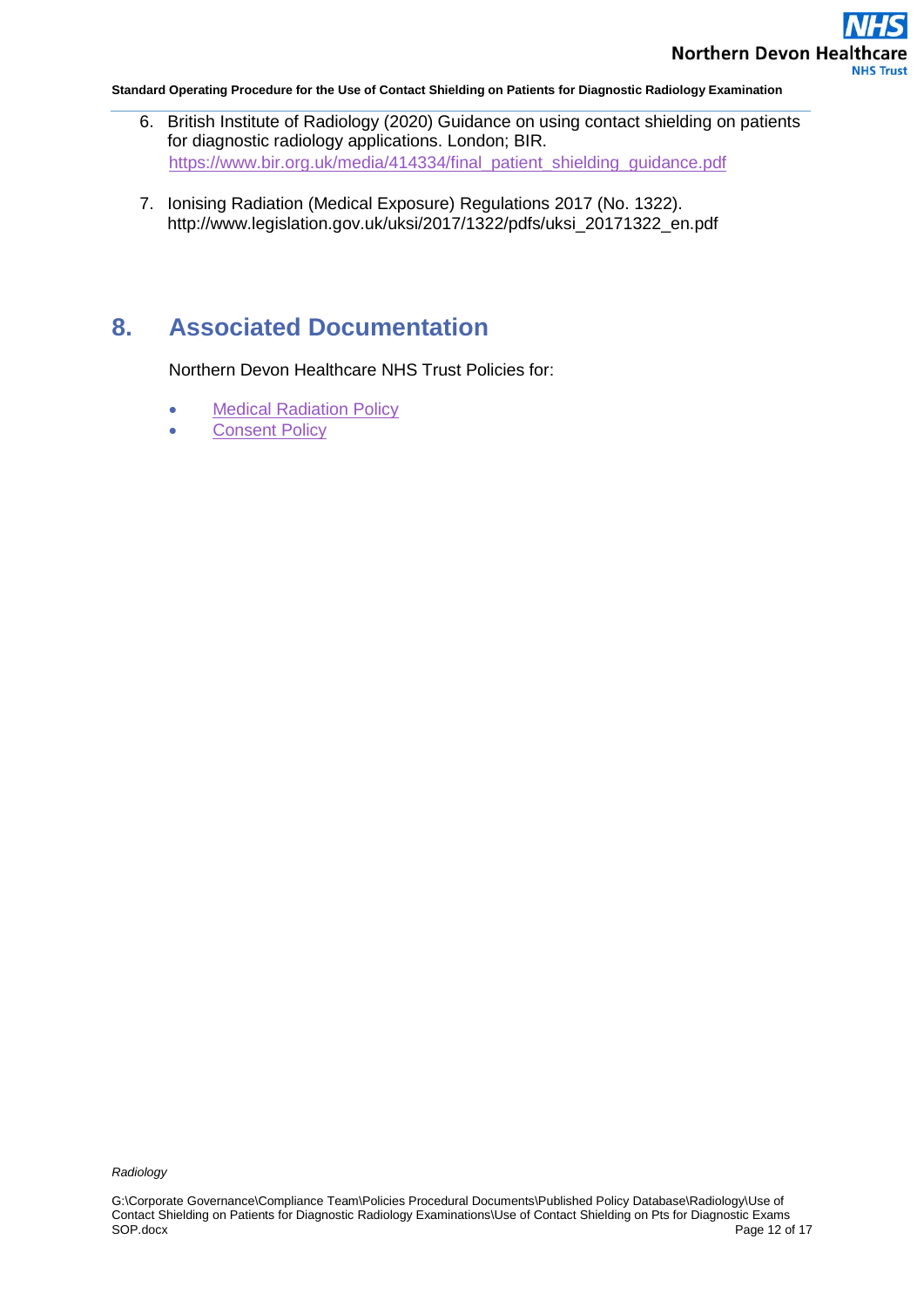6. British Institute of Radiology (2020) Guidance on using contact shielding on patients for diagnostic radiology applications. London; BIR. https://www.bir.org.uk/media/414334/final_patient_shielding_guidance.pdf

7. Ionising Radiation (Medical Exposure) Regulations 2017 (No. 1322). http://www.legislation.gov.uk/uksi/2017/1322/pdfs/uksi_20171322_en.pdf

## 8. Associated Documentation

Northern Devon Healthcare NHS Trust Policies for:

- Medical Radiation Policy
- Consent Policy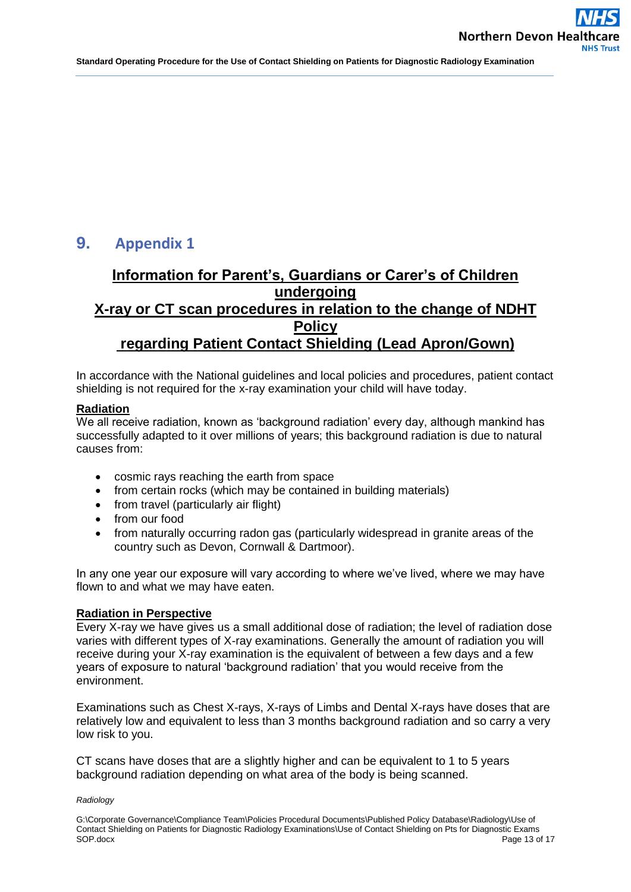# 9. Appendix 1

## Information for Parent's, Guardians or Carer's of Children undergoing X-ray or CT scan procedures in relation to the change of NDHT Policy regarding Patient Contact Shielding (Lead Apron/Gown)

In accordance with the National guidelines and local policies and procedures, patient contact shielding is not required for the x-ray examination your child will have today.

**Radiation**

We all receive radiation, known as 'background radiation' every day, although mankind has successfully adapted to it over millions of years; this background radiation is due to natural causes from:

- cosmic rays reaching the earth from space
- from certain rocks (which may be contained in building materials)
- from travel (particularly air flight)
- from our food
- from naturally occurring radon gas (particularly widespread in granite areas of the country such as Devon, Cornwall & Dartmoor).

In any one year our exposure will vary according to where we've lived, where we may have flown to and what we may have eaten.

**Radiation in Perspective**

Every X-ray we have gives us a small additional dose of radiation; the level of radiation dose varies with different types of X-ray examinations. Generally the amount of radiation you will receive during your X-ray examination is the equivalent of between a few days and a few years of exposure to natural 'background radiation' that you would receive from the environment.

Examinations such as Chest X-rays, X-rays of Limbs and Dental X-rays have doses that are relatively low and equivalent to less than 3 months background radiation and so carry a very low risk to you.

CT scans have doses that are a slightly higher and can be equivalent to 1 to 5 years background radiation depending on what area of the body is being scanned.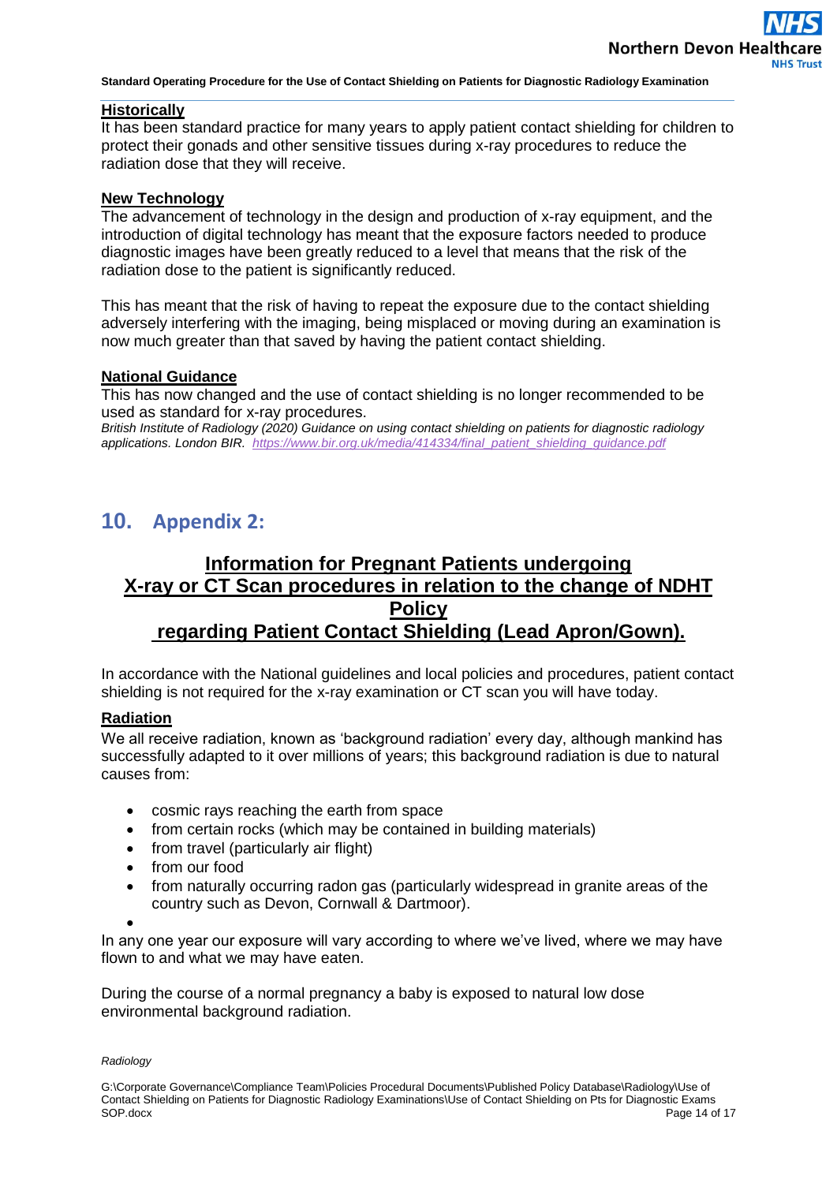**Historically**

It has been standard practice for many years to apply patient contact shielding for children to protect their gonads and other sensitive tissues during x-ray procedures to reduce the radiation dose that they will receive.

**New Technology**

The advancement of technology in the design and production of x-ray equipment, and the introduction of digital technology has meant that the exposure factors needed to produce diagnostic images have been greatly reduced to a level that means that the risk of the radiation dose to the patient is significantly reduced.

This has meant that the risk of having to repeat the exposure due to the contact shielding adversely interfering with the imaging, being misplaced or moving during an examination is now much greater than that saved by having the patient contact shielding.

**National Guidance**

This has now changed and the use of contact shielding is no longer recommended to be used as standard for x-ray procedures.

*British Institute of Radiology (2020) Guidance on using contact shielding on patients for diagnostic radiology applications. London BIR. https://www.bir.org.uk/media/414334/final_patient_shielding_guidance.pdf*

## 10. Appendix 2:

### Information for Pregnant Patients undergoing X-ray or CT Scan procedures in relation to the change of NDHT Policy regarding Patient Contact Shielding (Lead Apron/Gown).

In accordance with the National guidelines and local policies and procedures, patient contact shielding is not required for the x-ray examination or CT scan you will have today.

**Radiation**

We all receive radiation, known as 'background radiation' every day, although mankind has successfully adapted to it over millions of years; this background radiation is due to natural causes from:

- cosmic rays reaching the earth from space
- from certain rocks (which may be contained in building materials)
- from travel (particularly air flight)
- from our food
- from naturally occurring radon gas (particularly widespread in granite areas of the country such as Devon, Cornwall & Dartmoor).

In any one year our exposure will vary according to where we've lived, where we may have flown to and what we may have eaten.

During the course of a normal pregnancy a baby is exposed to natural low dose environmental background radiation.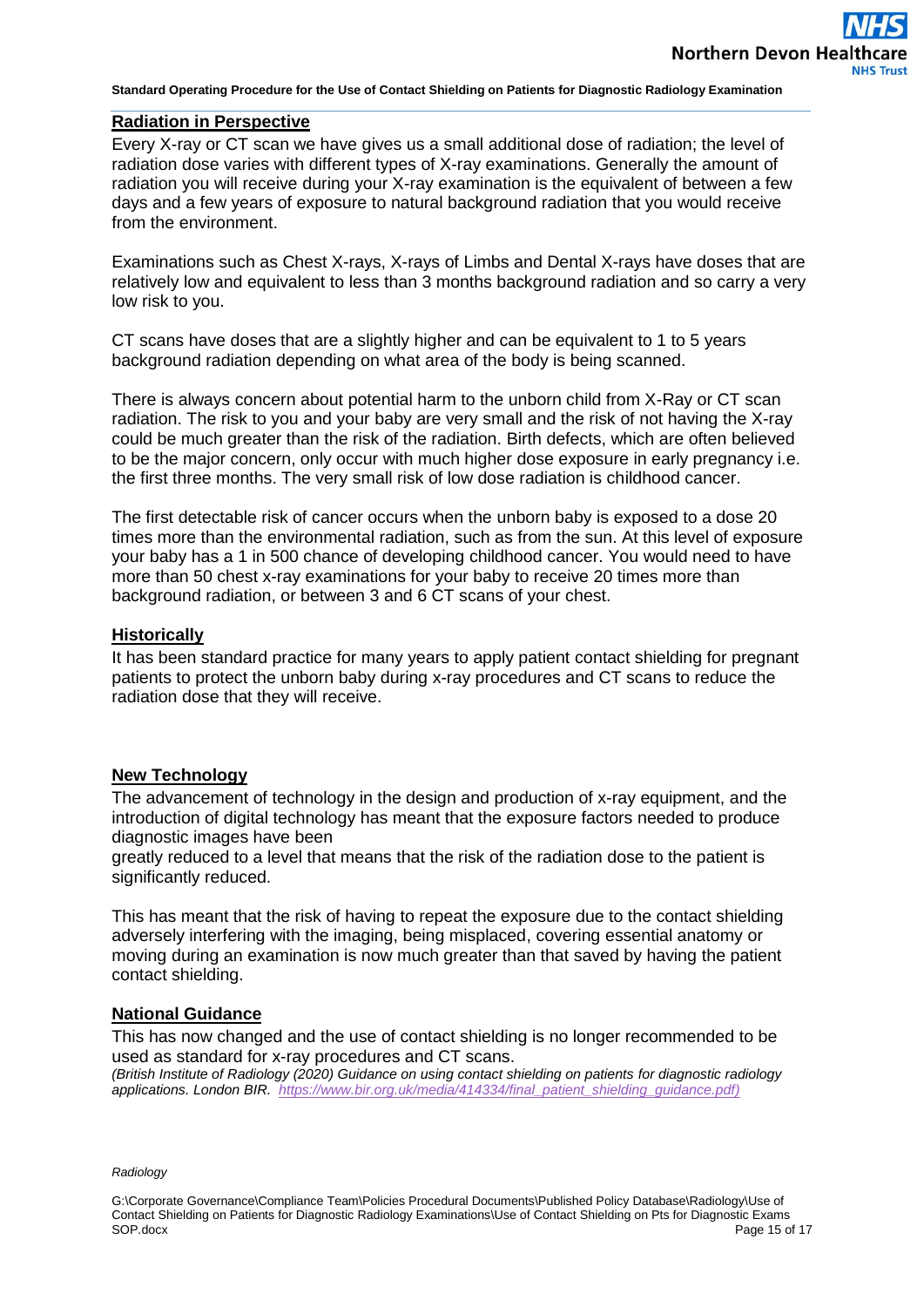## Radiation in Perspective

Every X-ray or CT scan we have gives us a small additional dose of radiation; the level of radiation dose varies with different types of X-ray examinations. Generally the amount of radiation you will receive during your X-ray examination is the equivalent of between a few days and a few years of exposure to natural background radiation that you would receive from the environment.

Examinations such as Chest X-rays, X-rays of Limbs and Dental X-rays have doses that are relatively low and equivalent to less than 3 months background radiation and so carry a very low risk to you.

CT scans have doses that are a slightly higher and can be equivalent to 1 to 5 years background radiation depending on what area of the body is being scanned.

There is always concern about potential harm to the unborn child from X-Ray or CT scan radiation. The risk to you and your baby are very small and the risk of not having the X-ray could be much greater than the risk of the radiation. Birth defects, which are often believed to be the major concern, only occur with much higher dose exposure in early pregnancy i.e. the first three months. The very small risk of low dose radiation is childhood cancer.

The first detectable risk of cancer occurs when the unborn baby is exposed to a dose 20 times more than the environmental radiation, such as from the sun. At this level of exposure your baby has a 1 in 500 chance of developing childhood cancer. You would need to have more than 50 chest x-ray examinations for your baby to receive 20 times more than background radiation, or between 3 and 6 CT scans of your chest.

## Historically

It has been standard practice for many years to apply patient contact shielding for pregnant patients to protect the unborn baby during x-ray procedures and CT scans to reduce the radiation dose that they will receive.

## New Technology

The advancement of technology in the design and production of x-ray equipment, and the introduction of digital technology has meant that the exposure factors needed to produce diagnostic images have been greatly reduced to a level that means that the risk of the radiation dose to the patient is significantly reduced.

This has meant that the risk of having to repeat the exposure due to the contact shielding adversely interfering with the imaging, being misplaced, covering essential anatomy or moving during an examination is now much greater than that saved by having the patient contact shielding.

## National Guidance

This has now changed and the use of contact shielding is no longer recommended to be used as standard for x-ray procedures and CT scans.

*(British Institute of Radiology (2020) Guidance on using contact shielding on patients for diagnostic radiology applications. London BIR. https://www.bir.org.uk/media/414334/final_patient_shielding_guidance.pdf)*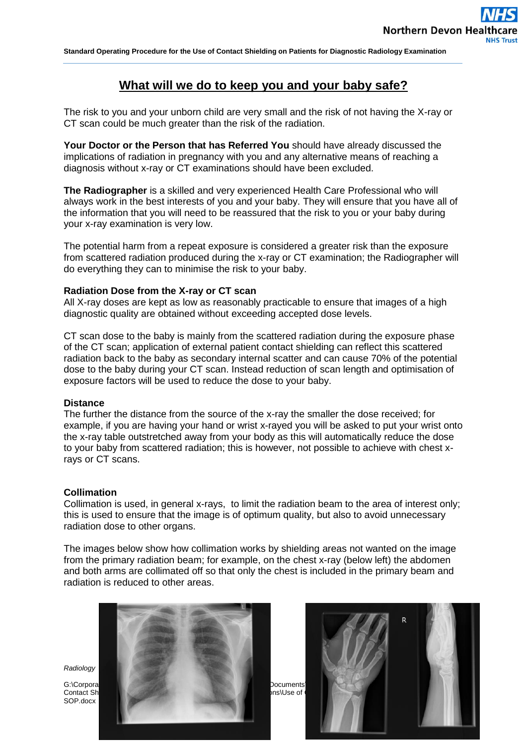# What will we do to keep you and your baby safe?

The risk to you and your unborn child are very small and the risk of not having the X-ray or CT scan could be much greater than the risk of the radiation.

**Your Doctor or the Person that has Referred You** should have already discussed the implications of radiation in pregnancy with you and any alternative means of reaching a diagnosis without x-ray or CT examinations should have been excluded.

**The Radiographer** is a skilled and very experienced Health Care Professional who will always work in the best interests of you and your baby. They will ensure that you have all of the information that you will need to be reassured that the risk to you or your baby during your x-ray examination is very low.

The potential harm from a repeat exposure is considered a greater risk than the exposure from scattered radiation produced during the x-ray or CT examination; the Radiographer will do everything they can to minimise the risk to your baby.

**Radiation Dose from the X-ray or CT scan**
All X-ray doses are kept as low as reasonably practicable to ensure that images of a high diagnostic quality are obtained without exceeding accepted dose levels.

CT scan dose to the baby is mainly from the scattered radiation during the exposure phase of the CT scan; application of external patient contact shielding can reflect this scattered radiation back to the baby as secondary internal scatter and can cause 70% of the potential dose to the baby during your CT scan. Instead reduction of scan length and optimisation of exposure factors will be used to reduce the dose to your baby.

**Distance**
The further the distance from the source of the x-ray the smaller the dose received; for example, if you are having your hand or wrist x-rayed you will be asked to put your wrist onto the x-ray table outstretched away from your body as this will automatically reduce the dose to your baby from scattered radiation; this is however, not possible to achieve with chest x-rays or CT scans.

**Collimation**
Collimation is used, in general x-rays, to limit the radiation beam to the area of interest only; this is used to ensure that the image is of optimum quality, but also to avoid unnecessary radiation dose to other organs.

The images below show how collimation works by shielding areas not wanted on the image from the primary radiation beam; for example, on the chest x-ray (below left) the abdomen and both arms are collimated off so that only the chest is included in the primary beam and radiation is reduced to other areas.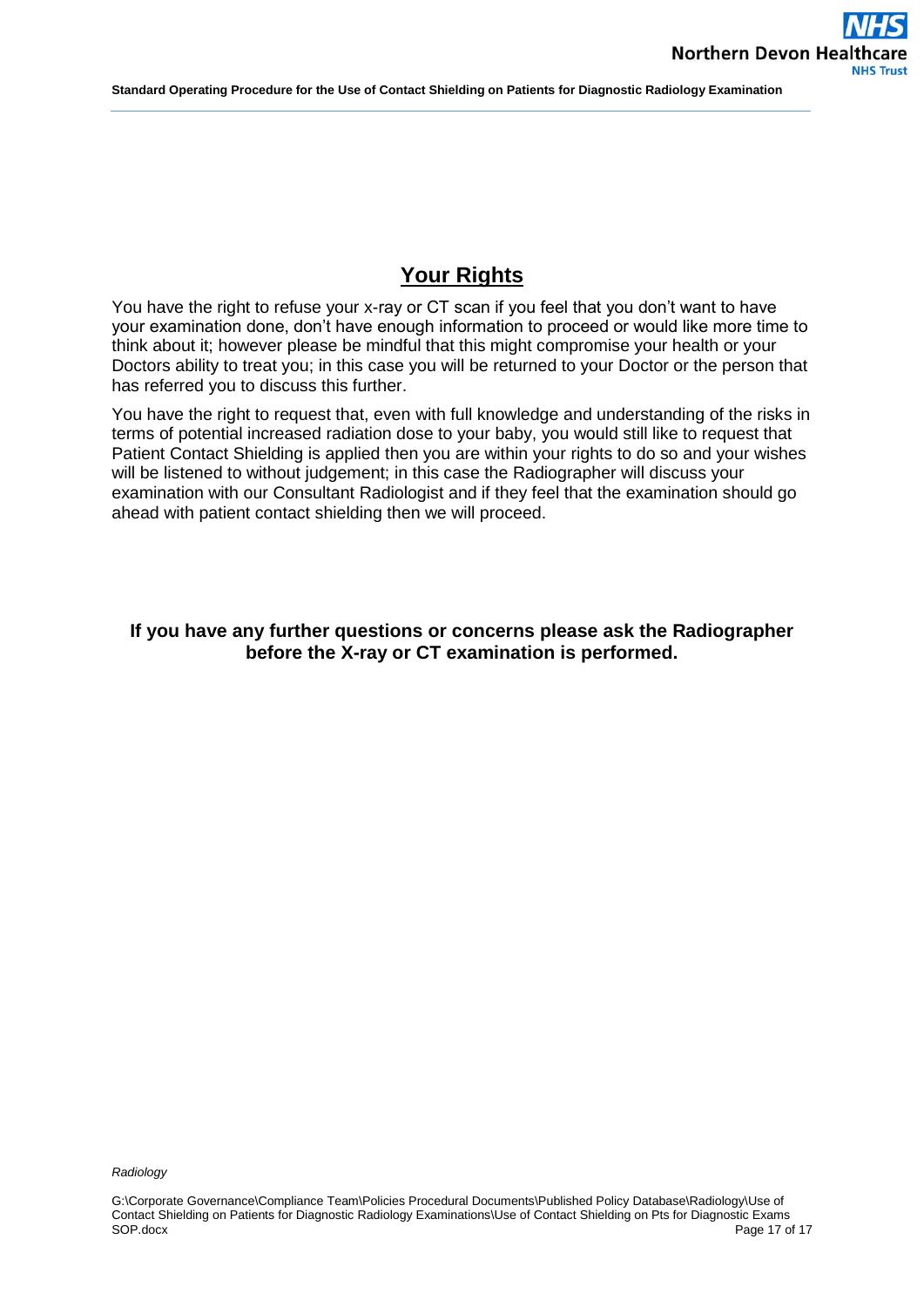## Your Rights

You have the right to refuse your x-ray or CT scan if you feel that you don't want to have your examination done, don't have enough information to proceed or would like more time to think about it; however please be mindful that this might compromise your health or your Doctors ability to treat you; in this case you will be returned to your Doctor or the person that has referred you to discuss this further.

You have the right to request that, even with full knowledge and understanding of the risks in terms of potential increased radiation dose to your baby, you would still like to request that Patient Contact Shielding is applied then you are within your rights to do so and your wishes will be listened to without judgement; in this case the Radiographer will discuss your examination with our Consultant Radiologist and if they feel that the examination should go ahead with patient contact shielding then we will proceed.

**If you have any further questions or concerns please ask the Radiographer before the X-ray or CT examination is performed.**